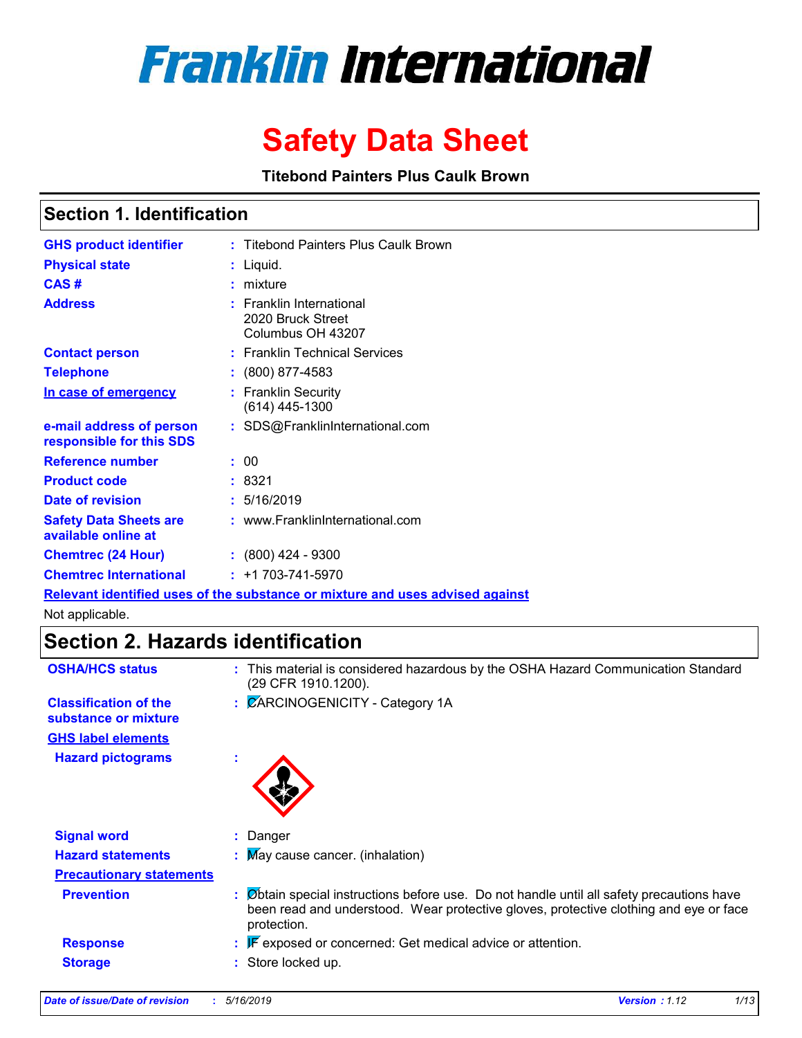# Franklin International

# Safety Data Sheet

**Titebond Painters Plus Caulk Brown**

## Section 1. Identification

| | |
|---|---|
| **GHS product identifier** | : Titebond Painters Plus Caulk Brown |
| **Physical state** | : Liquid. |
| **CAS #** | : mixture |
| **Address** | : Franklin International<br>2020 Bruck Street<br>Columbus OH 43207 |
| **Contact person** | : Franklin Technical Services |
| **Telephone** | : (800) 877-4583 |
| **In case of emergency** | : Franklin Security<br>(614) 445-1300 |
| **e-mail address of person responsible for this SDS** | : SDS@FranklinInternational.com |
| **Reference number** | : 00 |
| **Product code** | : 8321 |
| **Date of revision** | : 5/16/2019 |
| **Safety Data Sheets are available online at** | : www.FranklinInternational.com |
| **Chemtrec (24 Hour)** | : (800) 424 - 9300 |
| **Chemtrec International** | : +1 703-741-5970 |

**Relevant identified uses of the substance or mixture and uses advised against**

Not applicable.

## Section 2. Hazards identification

| | |
|---|---|
| **OSHA/HCS status** | : This material is considered hazardous by the OSHA Hazard Communication Standard (29 CFR 1910.1200). |
| **Classification of the substance or mixture** | : CARCINOGENICITY - Category 1A |

**GHS label elements**

| | |
|---|---|
| **Hazard pictograms** | : |
| **Signal word** | : Danger |
| **Hazard statements** | : May cause cancer. (inhalation) |

**Precautionary statements**

| | |
|---|---|
| **Prevention** | : Obtain special instructions before use. Do not handle until all safety precautions have been read and understood. Wear protective gloves, protective clothing and eye or face protection. |
| **Response** | : IF exposed or concerned: Get medical advice or attention. |
| **Storage** | : Store locked up. |

*Date of issue/Date of revision : 5/16/2019 Version : 1.12*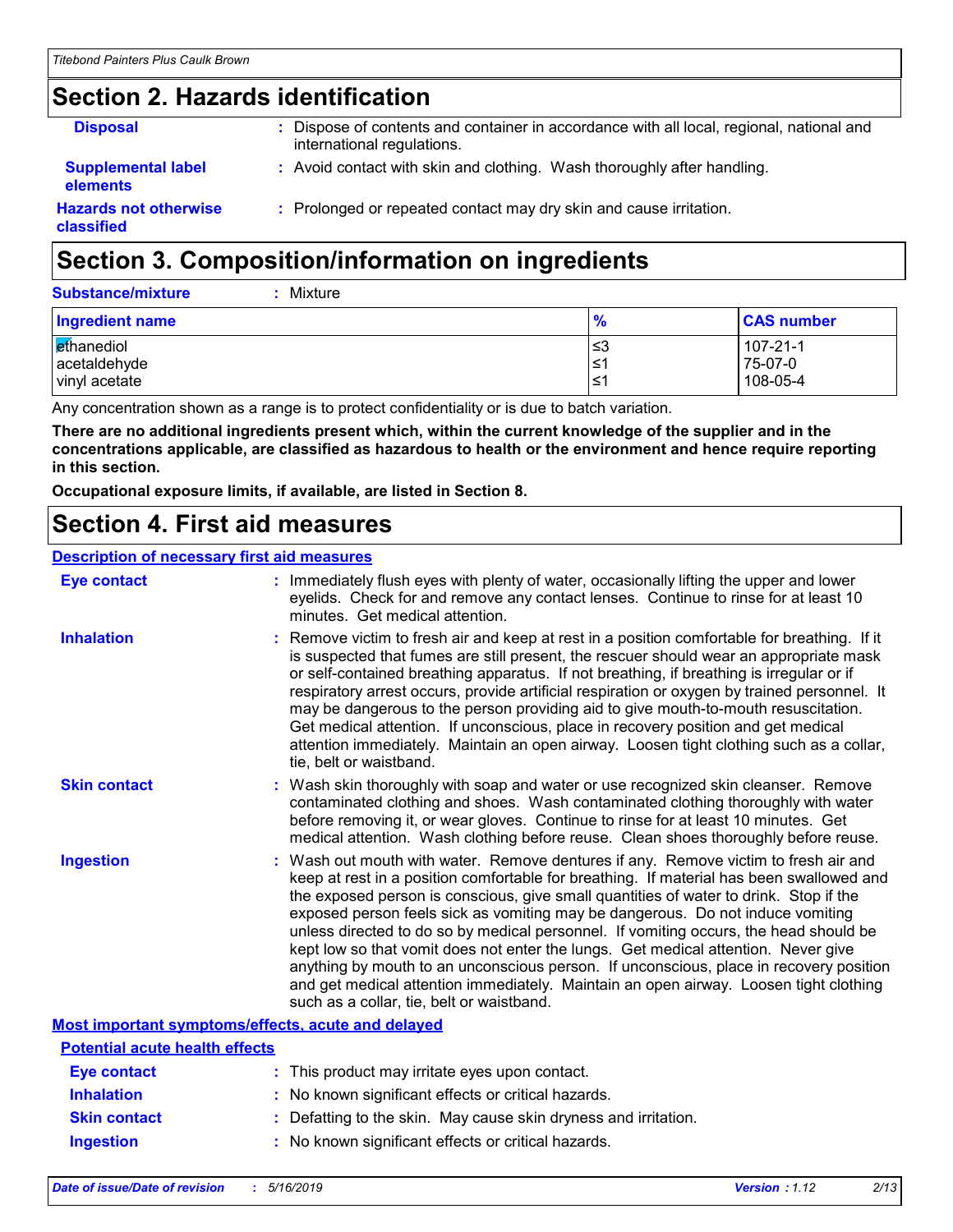## Section 2. Hazards identification

**Disposal** : Dispose of contents and container in accordance with all local, regional, national and international regulations.

**Supplemental label elements** : Avoid contact with skin and clothing. Wash thoroughly after handling.

**Hazards not otherwise classified** : Prolonged or repeated contact may dry skin and cause irritation.

## Section 3. Composition/information on ingredients

**Substance/mixture** : Mixture

| Ingredient name | % | CAS number |
|---|---|---|
| ethanediol | ≤3 | 107-21-1 |
| acetaldehyde | ≤1 | 75-07-0 |
| vinyl acetate | ≤1 | 108-05-4 |

Any concentration shown as a range is to protect confidentiality or is due to batch variation.

**There are no additional ingredients present which, within the current knowledge of the supplier and in the concentrations applicable, are classified as hazardous to health or the environment and hence require reporting in this section.**

**Occupational exposure limits, if available, are listed in Section 8.**

## Section 4. First aid measures

### Description of necessary first aid measures

**Eye contact** : Immediately flush eyes with plenty of water, occasionally lifting the upper and lower eyelids. Check for and remove any contact lenses. Continue to rinse for at least 10 minutes. Get medical attention.

**Inhalation** : Remove victim to fresh air and keep at rest in a position comfortable for breathing. If it is suspected that fumes are still present, the rescuer should wear an appropriate mask or self-contained breathing apparatus. If not breathing, if breathing is irregular or if respiratory arrest occurs, provide artificial respiration or oxygen by trained personnel. It may be dangerous to the person providing aid to give mouth-to-mouth resuscitation. Get medical attention. If unconscious, place in recovery position and get medical attention immediately. Maintain an open airway. Loosen tight clothing such as a collar, tie, belt or waistband.

**Skin contact** : Wash skin thoroughly with soap and water or use recognized skin cleanser. Remove contaminated clothing and shoes. Wash contaminated clothing thoroughly with water before removing it, or wear gloves. Continue to rinse for at least 10 minutes. Get medical attention. Wash clothing before reuse. Clean shoes thoroughly before reuse.

**Ingestion** : Wash out mouth with water. Remove dentures if any. Remove victim to fresh air and keep at rest in a position comfortable for breathing. If material has been swallowed and the exposed person is conscious, give small quantities of water to drink. Stop if the exposed person feels sick as vomiting may be dangerous. Do not induce vomiting unless directed to do so by medical personnel. If vomiting occurs, the head should be kept low so that vomit does not enter the lungs. Get medical attention. Never give anything by mouth to an unconscious person. If unconscious, place in recovery position and get medical attention immediately. Maintain an open airway. Loosen tight clothing such as a collar, tie, belt or waistband.

### Most important symptoms/effects, acute and delayed

#### Potential acute health effects

**Eye contact** : This product may irritate eyes upon contact.

**Inhalation** : No known significant effects or critical hazards.

**Skin contact** : Defatting to the skin. May cause skin dryness and irritation.

**Ingestion** : No known significant effects or critical hazards.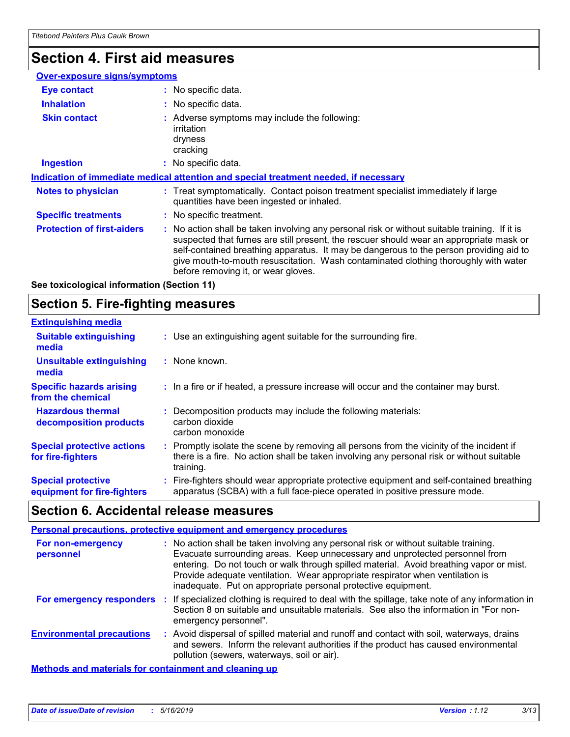## Section 4. First aid measures

**Over-exposure signs/symptoms**

| | |
|---|---|
| **Eye contact** | No specific data. |
| **Inhalation** | No specific data. |
| **Skin contact** | Adverse symptoms may include the following:<br>irritation<br>dryness<br>cracking |
| **Ingestion** | No specific data. |

**Indication of immediate medical attention and special treatment needed, if necessary**

| | |
|---|---|
| **Notes to physician** | Treat symptomatically. Contact poison treatment specialist immediately if large quantities have been ingested or inhaled. |
| **Specific treatments** | No specific treatment. |
| **Protection of first-aiders** | No action shall be taken involving any personal risk or without suitable training. If it is suspected that fumes are still present, the rescuer should wear an appropriate mask or self-contained breathing apparatus. It may be dangerous to the person providing aid to give mouth-to-mouth resuscitation. Wash contaminated clothing thoroughly with water before removing it, or wear gloves. |

**See toxicological information (Section 11)**

## Section 5. Fire-fighting measures

**Extinguishing media**

| | |
|---|---|
| **Suitable extinguishing media** | Use an extinguishing agent suitable for the surrounding fire. |
| **Unsuitable extinguishing media** | None known. |
| **Specific hazards arising from the chemical** | In a fire or if heated, a pressure increase will occur and the container may burst. |
| **Hazardous thermal decomposition products** | Decomposition products may include the following materials:<br>carbon dioxide<br>carbon monoxide |
| **Special protective actions for fire-fighters** | Promptly isolate the scene by removing all persons from the vicinity of the incident if there is a fire. No action shall be taken involving any personal risk or without suitable training. |
| **Special protective equipment for fire-fighters** | Fire-fighters should wear appropriate protective equipment and self-contained breathing apparatus (SCBA) with a full face-piece operated in positive pressure mode. |

## Section 6. Accidental release measures

**Personal precautions, protective equipment and emergency procedures**

| | |
|---|---|
| **For non-emergency personnel** | No action shall be taken involving any personal risk or without suitable training. Evacuate surrounding areas. Keep unnecessary and unprotected personnel from entering. Do not touch or walk through spilled material. Avoid breathing vapor or mist. Provide adequate ventilation. Wear appropriate respirator when ventilation is inadequate. Put on appropriate personal protective equipment. |
| **For emergency responders** | If specialized clothing is required to deal with the spillage, take note of any information in Section 8 on suitable and unsuitable materials. See also the information in "For non-emergency personnel". |
| **Environmental precautions** | Avoid dispersal of spilled material and runoff and contact with soil, waterways, drains and sewers. Inform the relevant authorities if the product has caused environmental pollution (sewers, waterways, soil or air). |

**Methods and materials for containment and cleaning up**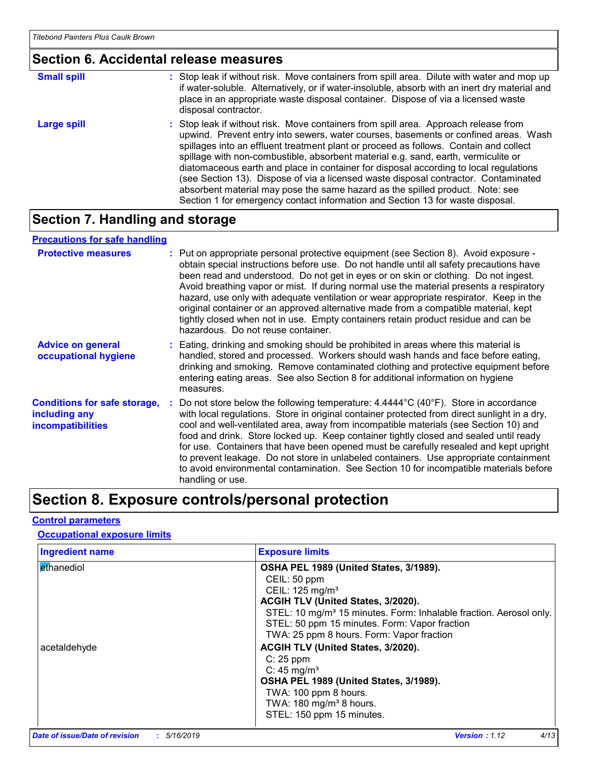## Section 6. Accidental release measures

| | |
|---|---|
| **Small spill** | : Stop leak if without risk. Move containers from spill area. Dilute with water and mop up if water-soluble. Alternatively, or if water-insoluble, absorb with an inert dry material and place in an appropriate waste disposal container. Dispose of via a licensed waste disposal contractor. |
| **Large spill** | : Stop leak if without risk. Move containers from spill area. Approach release from upwind. Prevent entry into sewers, water courses, basements or confined areas. Wash spillages into an effluent treatment plant or proceed as follows. Contain and collect spillage with non-combustible, absorbent material e.g. sand, earth, vermiculite or diatomaceous earth and place in container for disposal according to local regulations (see Section 13). Dispose of via a licensed waste disposal contractor. Contaminated absorbent material may pose the same hazard as the spilled product. Note: see Section 1 for emergency contact information and Section 13 for waste disposal. |

## Section 7. Handling and storage

### Precautions for safe handling

| | |
|---|---|
| **Protective measures** | : Put on appropriate personal protective equipment (see Section 8). Avoid exposure - obtain special instructions before use. Do not handle until all safety precautions have been read and understood. Do not get in eyes or on skin or clothing. Do not ingest. Avoid breathing vapor or mist. If during normal use the material presents a respiratory hazard, use only with adequate ventilation or wear appropriate respirator. Keep in the original container or an approved alternative made from a compatible material, kept tightly closed when not in use. Empty containers retain product residue and can be hazardous. Do not reuse container. |
| **Advice on general occupational hygiene** | : Eating, drinking and smoking should be prohibited in areas where this material is handled, stored and processed. Workers should wash hands and face before eating, drinking and smoking. Remove contaminated clothing and protective equipment before entering eating areas. See also Section 8 for additional information on hygiene measures. |
| **Conditions for safe storage, including any incompatibilities** | : Do not store below the following temperature: 4.4444°C (40°F). Store in accordance with local regulations. Store in original container protected from direct sunlight in a dry, cool and well-ventilated area, away from incompatible materials (see Section 10) and food and drink. Store locked up. Keep container tightly closed and sealed until ready for use. Containers that have been opened must be carefully resealed and kept upright to prevent leakage. Do not store in unlabeled containers. Use appropriate containment to avoid environmental contamination. See Section 10 for incompatible materials before handling or use. |

## Section 8. Exposure controls/personal protection

### Control parameters

#### Occupational exposure limits

| Ingredient name | Exposure limits |
|---|---|
| ethanediol | **OSHA PEL 1989 (United States, 3/1989).**<br>CEIL: 50 ppm<br>CEIL: 125 mg/m³<br>**ACGIH TLV (United States, 3/2020).**<br>STEL: 10 mg/m³ 15 minutes. Form: Inhalable fraction. Aerosol only.<br>STEL: 50 ppm 15 minutes. Form: Vapor fraction<br>TWA: 25 ppm 8 hours. Form: Vapor fraction |
| acetaldehyde | **ACGIH TLV (United States, 3/2020).**<br>C: 25 ppm<br>C: 45 mg/m³<br>**OSHA PEL 1989 (United States, 3/1989).**<br>TWA: 100 ppm 8 hours.<br>TWA: 180 mg/m³ 8 hours.<br>STEL: 150 ppm 15 minutes. |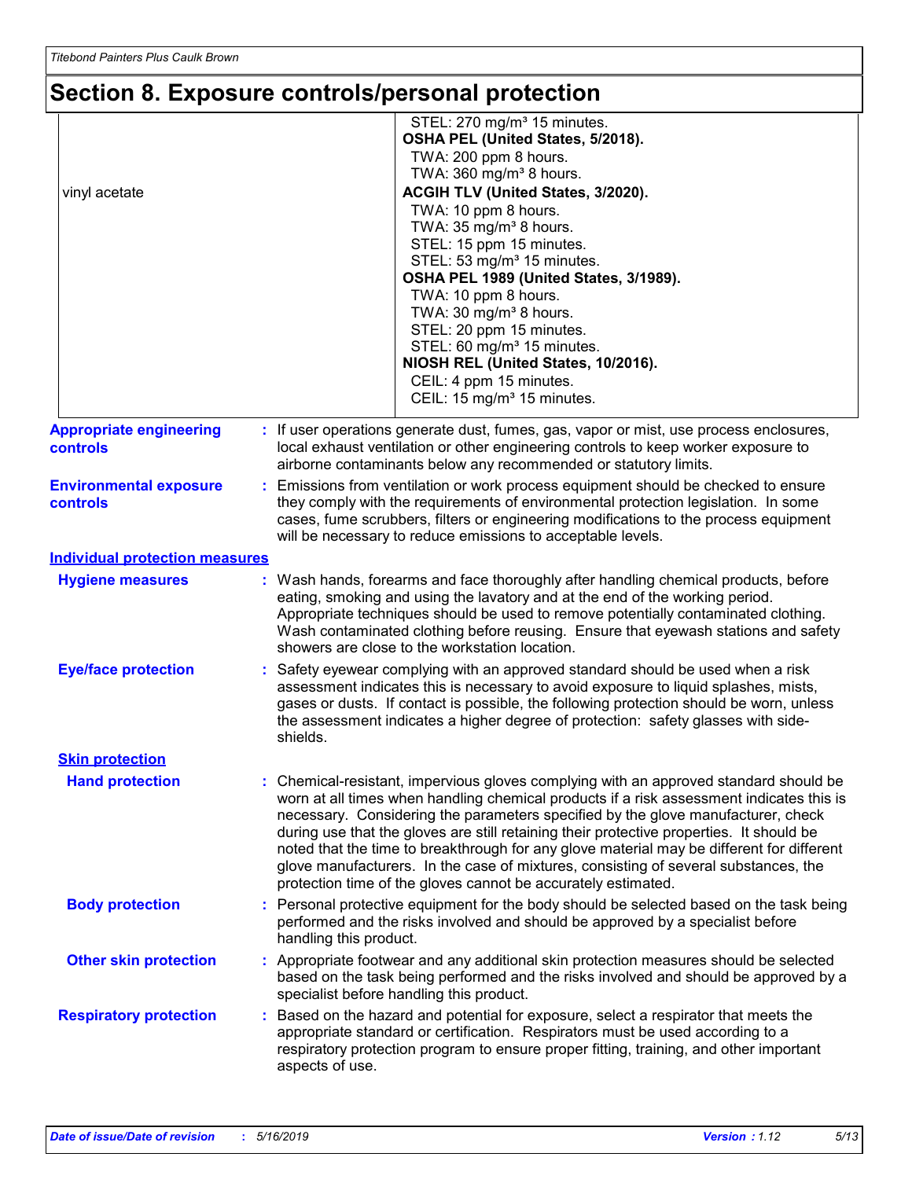# Section 8. Exposure controls/personal protection

| | |
|---|---|
| | STEL: 270 mg/m³ 15 minutes.<br>**OSHA PEL (United States, 5/2018).**<br>TWA: 200 ppm 8 hours.<br>TWA: 360 mg/m³ 8 hours. |
| vinyl acetate | **ACGIH TLV (United States, 3/2020).**<br>TWA: 10 ppm 8 hours.<br>TWA: 35 mg/m³ 8 hours.<br>STEL: 15 ppm 15 minutes.<br>STEL: 53 mg/m³ 15 minutes.<br>**OSHA PEL 1989 (United States, 3/1989).**<br>TWA: 10 ppm 8 hours.<br>TWA: 30 mg/m³ 8 hours.<br>STEL: 20 ppm 15 minutes.<br>STEL: 60 mg/m³ 15 minutes.<br>**NIOSH REL (United States, 10/2016).**<br>CEIL: 4 ppm 15 minutes.<br>CEIL: 15 mg/m³ 15 minutes. |

**Appropriate engineering controls** : If user operations generate dust, fumes, gas, vapor or mist, use process enclosures, local exhaust ventilation or other engineering controls to keep worker exposure to airborne contaminants below any recommended or statutory limits.

**Environmental exposure controls** : Emissions from ventilation or work process equipment should be checked to ensure they comply with the requirements of environmental protection legislation. In some cases, fume scrubbers, filters or engineering modifications to the process equipment will be necessary to reduce emissions to acceptable levels.

## Individual protection measures

**Hygiene measures** : Wash hands, forearms and face thoroughly after handling chemical products, before eating, smoking and using the lavatory and at the end of the working period. Appropriate techniques should be used to remove potentially contaminated clothing. Wash contaminated clothing before reusing. Ensure that eyewash stations and safety showers are close to the workstation location.

**Eye/face protection** : Safety eyewear complying with an approved standard should be used when a risk assessment indicates this is necessary to avoid exposure to liquid splashes, mists, gases or dusts. If contact is possible, the following protection should be worn, unless the assessment indicates a higher degree of protection: safety glasses with side-shields.

### Skin protection

**Hand protection** : Chemical-resistant, impervious gloves complying with an approved standard should be worn at all times when handling chemical products if a risk assessment indicates this is necessary. Considering the parameters specified by the glove manufacturer, check during use that the gloves are still retaining their protective properties. It should be noted that the time to breakthrough for any glove material may be different for different glove manufacturers. In the case of mixtures, consisting of several substances, the protection time of the gloves cannot be accurately estimated.

**Body protection** : Personal protective equipment for the body should be selected based on the task being performed and the risks involved and should be approved by a specialist before handling this product.

**Other skin protection** : Appropriate footwear and any additional skin protection measures should be selected based on the task being performed and the risks involved and should be approved by a specialist before handling this product.

**Respiratory protection** : Based on the hazard and potential for exposure, select a respirator that meets the appropriate standard or certification. Respirators must be used according to a respiratory protection program to ensure proper fitting, training, and other important aspects of use.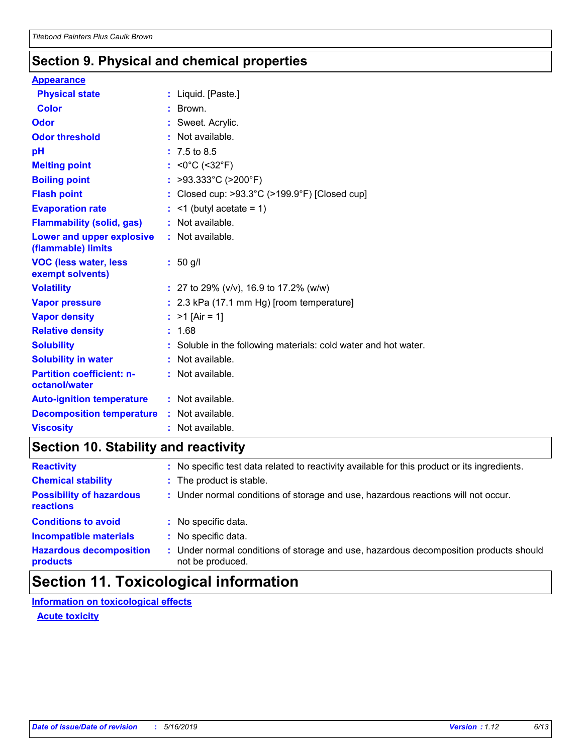## Section 9. Physical and chemical properties

**Appearance**

| | | |
|---|---|---|
| **Physical state** | : | Liquid. [Paste.] |
| **Color** | : | Brown. |
| **Odor** | : | Sweet. Acrylic. |
| **Odor threshold** | : | Not available. |
| **pH** | : | 7.5 to 8.5 |
| **Melting point** | : | <0°C (<32°F) |
| **Boiling point** | : | >93.333°C (>200°F) |
| **Flash point** | : | Closed cup: >93.3°C (>199.9°F) [Closed cup] |
| **Evaporation rate** | : | <1 (butyl acetate = 1) |
| **Flammability (solid, gas)** | : | Not available. |
| **Lower and upper explosive (flammable) limits** | : | Not available. |
| **VOC (less water, less exempt solvents)** | : | 50 g/l |
| **Volatility** | : | 27 to 29% (v/v), 16.9 to 17.2% (w/w) |
| **Vapor pressure** | : | 2.3 kPa (17.1 mm Hg) [room temperature] |
| **Vapor density** | : | >1 [Air = 1] |
| **Relative density** | : | 1.68 |
| **Solubility** | : | Soluble in the following materials: cold water and hot water. |
| **Solubility in water** | : | Not available. |
| **Partition coefficient: n-octanol/water** | : | Not available. |
| **Auto-ignition temperature** | : | Not available. |
| **Decomposition temperature** | : | Not available. |
| **Viscosity** | : | Not available. |

## Section 10. Stability and reactivity

| | | |
|---|---|---|
| **Reactivity** | : | No specific test data related to reactivity available for this product or its ingredients. |
| **Chemical stability** | : | The product is stable. |
| **Possibility of hazardous reactions** | : | Under normal conditions of storage and use, hazardous reactions will not occur. |
| **Conditions to avoid** | : | No specific data. |
| **Incompatible materials** | : | No specific data. |
| **Hazardous decomposition products** | : | Under normal conditions of storage and use, hazardous decomposition products should not be produced. |

## Section 11. Toxicological information

**Information on toxicological effects**

**Acute toxicity**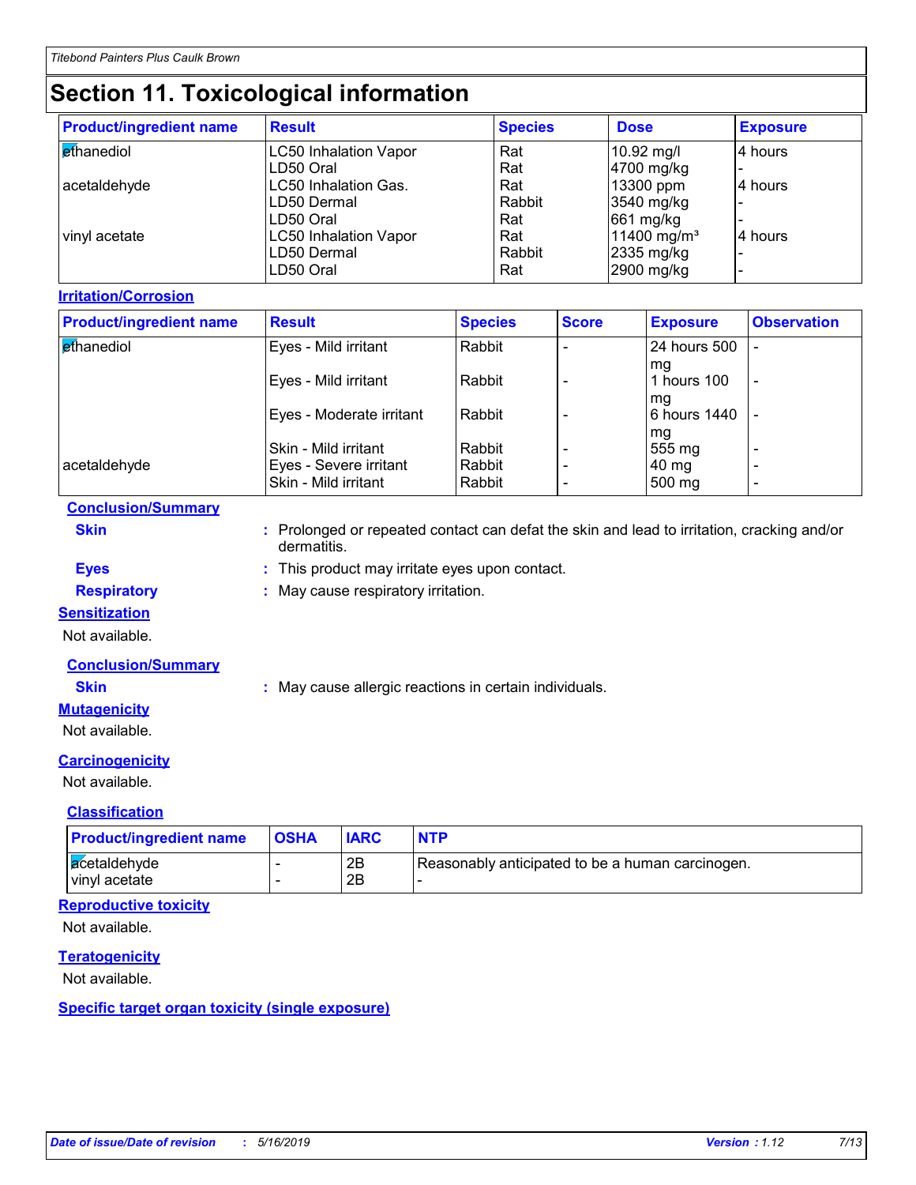# Section 11. Toxicological information

| Product/ingredient name | Result | Species | Dose | Exposure |
|---|---|---|---|---|
| ethanediol | LC50 Inhalation Vapor | Rat | 10.92 mg/l | 4 hours |
| | LD50 Oral | Rat | 4700 mg/kg | - |
| acetaldehyde | LC50 Inhalation Gas. | Rat | 13300 ppm | 4 hours |
| | LD50 Dermal | Rabbit | 3540 mg/kg | - |
| | LD50 Oral | Rat | 661 mg/kg | - |
| vinyl acetate | LC50 Inhalation Vapor | Rat | 11400 mg/m³ | 4 hours |
| | LD50 Dermal | Rabbit | 2335 mg/kg | - |
| | LD50 Oral | Rat | 2900 mg/kg | - |

### Irritation/Corrosion

| Product/ingredient name | Result | Species | Score | Exposure | Observation |
|---|---|---|---|---|---|
| ethanediol | Eyes - Mild irritant | Rabbit | - | 24 hours 500 mg | - |
| | Eyes - Mild irritant | Rabbit | - | 1 hours 100 mg | - |
| | Eyes - Moderate irritant | Rabbit | - | 6 hours 1440 mg | - |
| | Skin - Mild irritant | Rabbit | - | 555 mg | - |
| acetaldehyde | Eyes - Severe irritant | Rabbit | - | 40 mg | - |
| | Skin - Mild irritant | Rabbit | - | 500 mg | - |

**Conclusion/Summary**

**Skin** : Prolonged or repeated contact can defat the skin and lead to irritation, cracking and/or dermatitis.

**Eyes** : This product may irritate eyes upon contact.

**Respiratory** : May cause respiratory irritation.

### Sensitization

Not available.

**Conclusion/Summary**

**Skin** : May cause allergic reactions in certain individuals.

### Mutagenicity

Not available.

### Carcinogenicity

Not available.

**Classification**

| Product/ingredient name | OSHA | IARC | NTP |
|---|---|---|---|
| acetaldehyde | - | 2B | Reasonably anticipated to be a human carcinogen. |
| vinyl acetate | - | 2B | - |

### Reproductive toxicity

Not available.

### Teratogenicity

Not available.

### Specific target organ toxicity (single exposure)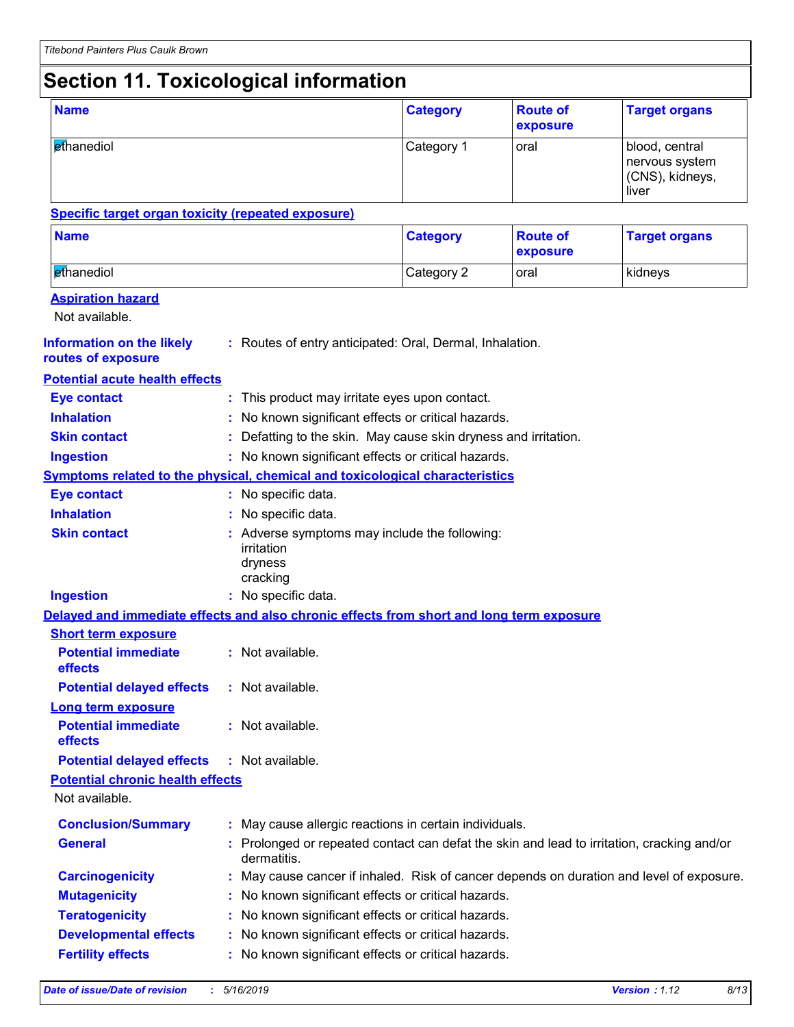# Section 11. Toxicological information

| Name | Category | Route of exposure | Target organs |
|---|---|---|---|
| ethanediol | Category 1 | oral | blood, central nervous system (CNS), kidneys, liver |

**Specific target organ toxicity (repeated exposure)**

| Name | Category | Route of exposure | Target organs |
|---|---|---|---|
| ethanediol | Category 2 | oral | kidneys |

**Aspiration hazard**

Not available.

**Information on the likely routes of exposure** : Routes of entry anticipated: Oral, Dermal, Inhalation.

**Potential acute health effects**

**Eye contact** : This product may irritate eyes upon contact.

**Inhalation** : No known significant effects or critical hazards.

**Skin contact** : Defatting to the skin. May cause skin dryness and irritation.

**Ingestion** : No known significant effects or critical hazards.

**Symptoms related to the physical, chemical and toxicological characteristics**

**Eye contact** : No specific data.

**Inhalation** : No specific data.

**Skin contact** : Adverse symptoms may include the following:
irritation
dryness
cracking

**Ingestion** : No specific data.

**Delayed and immediate effects and also chronic effects from short and long term exposure**

**Short term exposure**

**Potential immediate effects** : Not available.

**Potential delayed effects** : Not available.

**Long term exposure**

**Potential immediate effects** : Not available.

**Potential delayed effects** : Not available.

**Potential chronic health effects**

Not available.

**Conclusion/Summary** : May cause allergic reactions in certain individuals.

**General** : Prolonged or repeated contact can defat the skin and lead to irritation, cracking and/or dermatitis.

**Carcinogenicity** : May cause cancer if inhaled. Risk of cancer depends on duration and level of exposure.

**Mutagenicity** : No known significant effects or critical hazards.

**Teratogenicity** : No known significant effects or critical hazards.

**Developmental effects** : No known significant effects or critical hazards.

**Fertility effects** : No known significant effects or critical hazards.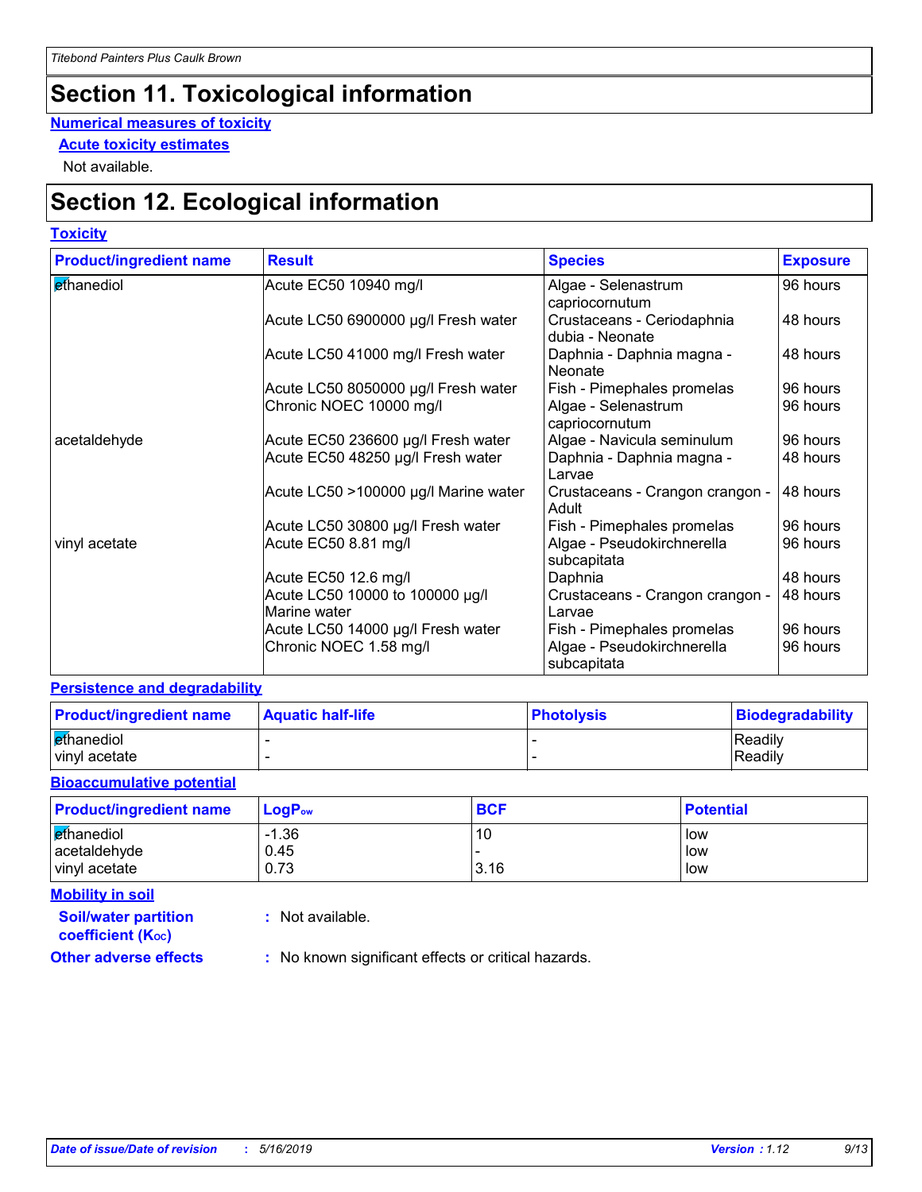# Section 11. Toxicological information

**Numerical measures of toxicity**

**Acute toxicity estimates**

Not available.

# Section 12. Ecological information

**Toxicity**

| Product/ingredient name | Result | Species | Exposure |
|---|---|---|---|
| ethanediol | Acute EC50 10940 mg/l | Algae - Selenastrum capriocornutum | 96 hours |
| | Acute LC50 6900000 µg/l Fresh water | Crustaceans - Ceriodaphnia dubia - Neonate | 48 hours |
| | Acute LC50 41000 mg/l Fresh water | Daphnia - Daphnia magna - Neonate | 48 hours |
| | Acute LC50 8050000 µg/l Fresh water | Fish - Pimephales promelas | 96 hours |
| | Chronic NOEC 10000 mg/l | Algae - Selenastrum capriocornutum | 96 hours |
| acetaldehyde | Acute EC50 236600 µg/l Fresh water | Algae - Navicula seminulum | 96 hours |
| | Acute EC50 48250 µg/l Fresh water | Daphnia - Daphnia magna - Larvae | 48 hours |
| | Acute LC50 >100000 µg/l Marine water | Crustaceans - Crangon crangon - Adult | 48 hours |
| | Acute LC50 30800 µg/l Fresh water | Fish - Pimephales promelas | 96 hours |
| vinyl acetate | Acute EC50 8.81 mg/l | Algae - Pseudokirchnerella subcapitata | 96 hours |
| | Acute EC50 12.6 mg/l | Daphnia | 48 hours |
| | Acute LC50 10000 to 100000 µg/l Marine water | Crustaceans - Crangon crangon - Larvae | 48 hours |
| | Acute LC50 14000 µg/l Fresh water | Fish - Pimephales promelas | 96 hours |
| | Chronic NOEC 1.58 mg/l | Algae - Pseudokirchnerella subcapitata | 96 hours |

**Persistence and degradability**

| Product/ingredient name | Aquatic half-life | Photolysis | Biodegradability |
|---|---|---|---|
| ethanediol | - | - | Readily |
| vinyl acetate | - | - | Readily |

**Bioaccumulative potential**

| Product/ingredient name | $LogP_{ow}$ | BCF | Potential |
|---|---|---|---|
| ethanediol | -1.36 | 10 | low |
| acetaldehyde | 0.45 | - | low |
| vinyl acetate | 0.73 | 3.16 | low |

**Mobility in soil**

**Soil/water partition coefficient ($K_{OC}$)** : Not available.

**Other adverse effects** : No known significant effects or critical hazards.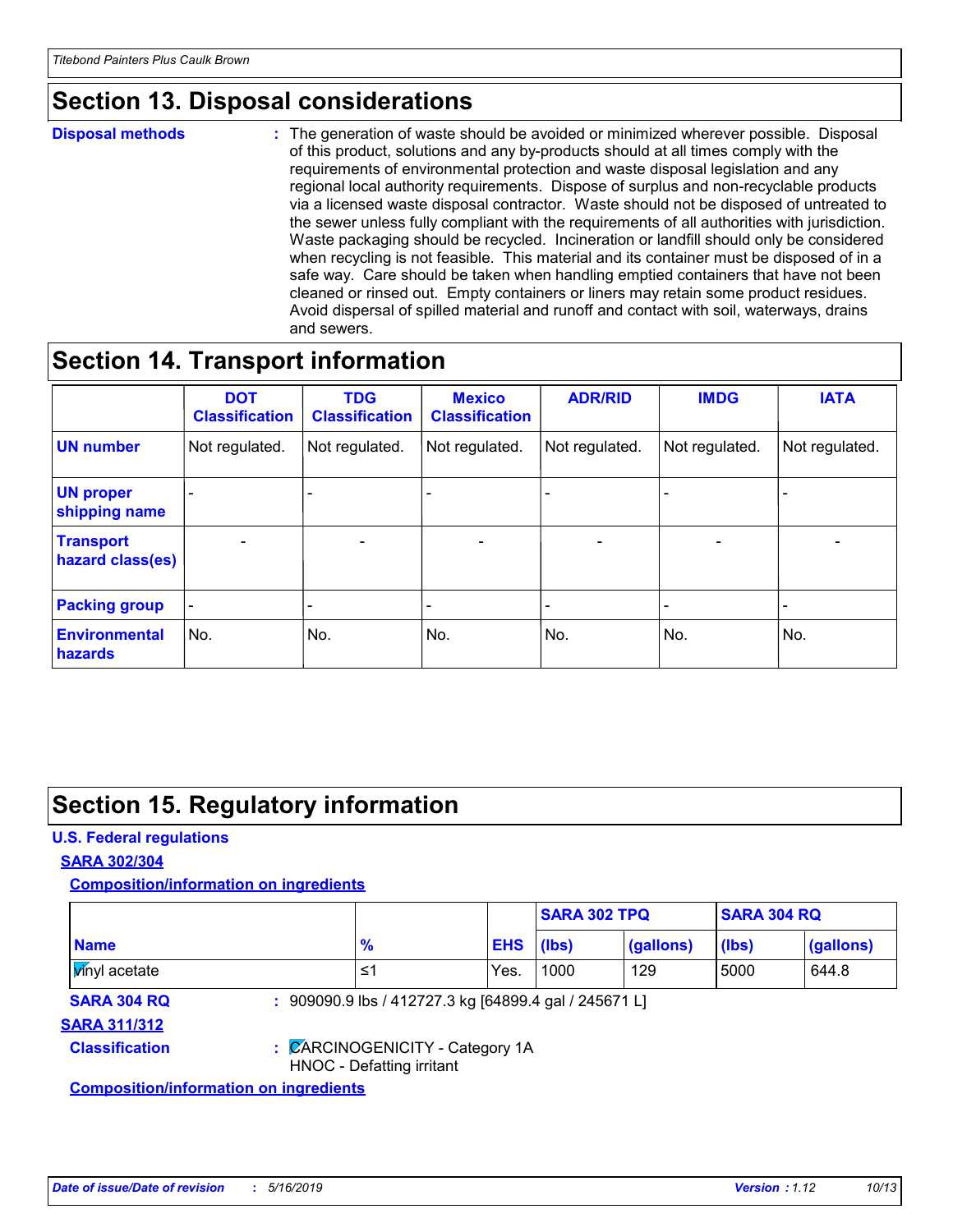## Section 13. Disposal considerations

**Disposal methods** : The generation of waste should be avoided or minimized wherever possible. Disposal of this product, solutions and any by-products should at all times comply with the requirements of environmental protection and waste disposal legislation and any regional local authority requirements. Dispose of surplus and non-recyclable products via a licensed waste disposal contractor. Waste should not be disposed of untreated to the sewer unless fully compliant with the requirements of all authorities with jurisdiction. Waste packaging should be recycled. Incineration or landfill should only be considered when recycling is not feasible. This material and its container must be disposed of in a safe way. Care should be taken when handling emptied containers that have not been cleaned or rinsed out. Empty containers or liners may retain some product residues. Avoid dispersal of spilled material and runoff and contact with soil, waterways, drains and sewers.

## Section 14. Transport information

| | DOT Classification | TDG Classification | Mexico Classification | ADR/RID | IMDG | IATA |
|---|---|---|---|---|---|---|
| **UN number** | Not regulated. | Not regulated. | Not regulated. | Not regulated. | Not regulated. | Not regulated. |
| **UN proper shipping name** | - | - | - | - | - | - |
| **Transport hazard class(es)** | - | - | - | - | - | - |
| **Packing group** | - | - | - | - | - | - |
| **Environmental hazards** | No. | No. | No. | No. | No. | No. |

## Section 15. Regulatory information

**U.S. Federal regulations**

**SARA 302/304**

**Composition/information on ingredients**

| | | | SARA 302 TPQ | | SARA 304 RQ | |
|---|---|---|---|---|---|---|
| **Name** | **%** | **EHS** | **(lbs)** | **(gallons)** | **(lbs)** | **(gallons)** |
| Vinyl acetate | ≤1 | Yes. | 1000 | 129 | 5000 | 644.8 |

**SARA 304 RQ** : 909090.9 lbs / 412727.3 kg [64899.4 gal / 245671 L]

**SARA 311/312**

**Classification** : CARCINOGENICITY - Category 1A
HNOC - Defatting irritant

**Composition/information on ingredients**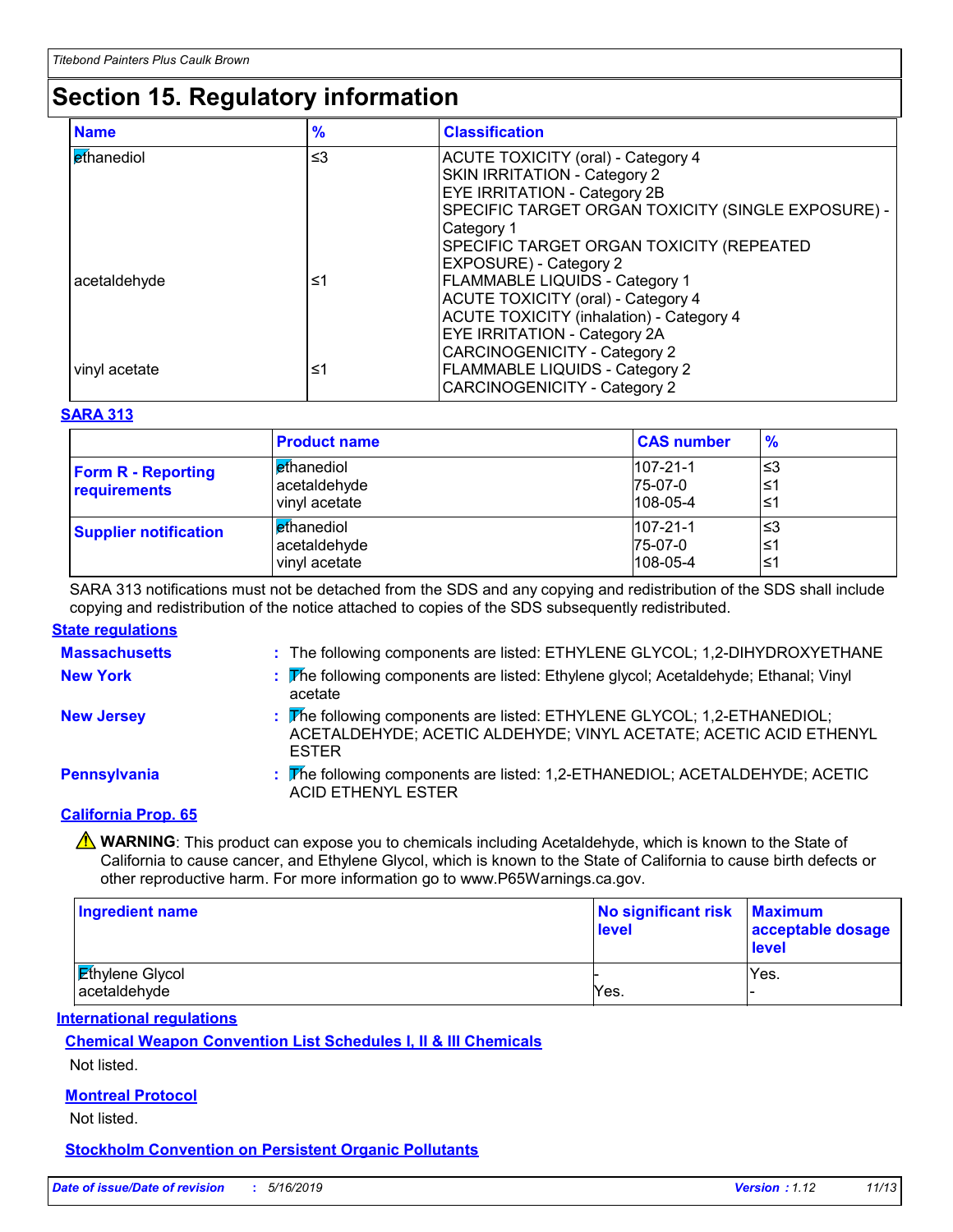# Section 15. Regulatory information

| Name | % | Classification |
|---|---|---|
| ethanediol | ≤3 | ACUTE TOXICITY (oral) - Category 4<br>SKIN IRRITATION - Category 2<br>EYE IRRITATION - Category 2B<br>SPECIFIC TARGET ORGAN TOXICITY (SINGLE EXPOSURE) - Category 1<br>SPECIFIC TARGET ORGAN TOXICITY (REPEATED EXPOSURE) - Category 2 |
| acetaldehyde | ≤1 | FLAMMABLE LIQUIDS - Category 1<br>ACUTE TOXICITY (oral) - Category 4<br>ACUTE TOXICITY (inhalation) - Category 4<br>EYE IRRITATION - Category 2A<br>CARCINOGENICITY - Category 2 |
| vinyl acetate | ≤1 | FLAMMABLE LIQUIDS - Category 2<br>CARCINOGENICITY - Category 2 |

**SARA 313**

| | Product name | CAS number | % |
|---|---|---|---|
| **Form R - Reporting requirements** | ethanediol<br>acetaldehyde<br>vinyl acetate | 107-21-1<br>75-07-0<br>108-05-4 | ≤3<br>≤1<br>≤1 |
| **Supplier notification** | ethanediol<br>acetaldehyde<br>vinyl acetate | 107-21-1<br>75-07-0<br>108-05-4 | ≤3<br>≤1<br>≤1 |

SARA 313 notifications must not be detached from the SDS and any copying and redistribution of the SDS shall include copying and redistribution of the notice attached to copies of the SDS subsequently redistributed.

**State regulations**

**Massachusetts** : The following components are listed: ETHYLENE GLYCOL; 1,2-DIHYDROXYETHANE

**New York** : The following components are listed: Ethylene glycol; Acetaldehyde; Ethanal; Vinyl acetate

**New Jersey** : The following components are listed: ETHYLENE GLYCOL; 1,2-ETHANEDIOL; ACETALDEHYDE; ACETIC ALDEHYDE; VINYL ACETATE; ACETIC ACID ETHENYL ESTER

**Pennsylvania** : The following components are listed: 1,2-ETHANEDIOL; ACETALDEHYDE; ACETIC ACID ETHENYL ESTER

**California Prop. 65**

⚠ **WARNING**: This product can expose you to chemicals including Acetaldehyde, which is known to the State of California to cause cancer, and Ethylene Glycol, which is known to the State of California to cause birth defects or other reproductive harm. For more information go to www.P65Warnings.ca.gov.

| Ingredient name | No significant risk level | Maximum acceptable dosage level |
|---|---|---|
| Ethylene Glycol | - | Yes. |
| acetaldehyde | Yes. | - |

**International regulations**

**Chemical Weapon Convention List Schedules I, II & III Chemicals**

Not listed.

**Montreal Protocol**

Not listed.

**Stockholm Convention on Persistent Organic Pollutants**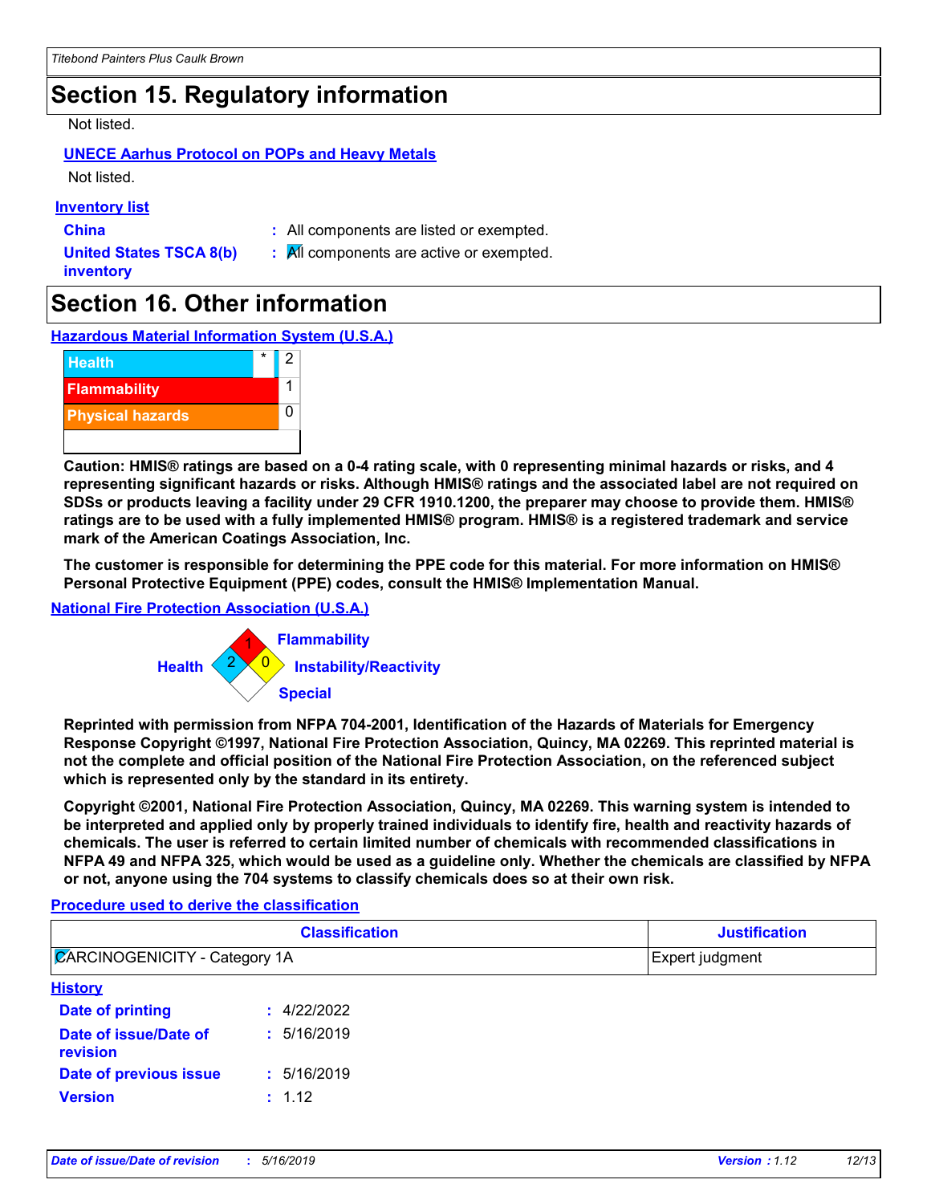## Section 15. Regulatory information

Not listed.

**UNECE Aarhus Protocol on POPs and Heavy Metals**

Not listed.

**Inventory list**

**China** : All components are listed or exempted.

**United States TSCA 8(b) inventory** : All components are active or exempted.

## Section 16. Other information

**Hazardous Material Information System (U.S.A.)**

| | | |
|---|---|---|
| Health | * | 2 |
| Flammability | | 1 |
| Physical hazards | | 0 |

**Caution: HMIS® ratings are based on a 0-4 rating scale, with 0 representing minimal hazards or risks, and 4 representing significant hazards or risks. Although HMIS® ratings and the associated label are not required on SDSs or products leaving a facility under 29 CFR 1910.1200, the preparer may choose to provide them. HMIS® ratings are to be used with a fully implemented HMIS® program. HMIS® is a registered trademark and service mark of the American Coatings Association, Inc.**

**The customer is responsible for determining the PPE code for this material. For more information on HMIS® Personal Protective Equipment (PPE) codes, consult the HMIS® Implementation Manual.**

**National Fire Protection Association (U.S.A.)**

Flammability: 1
Health: 2
Instability/Reactivity: 0
Special:

**Reprinted with permission from NFPA 704-2001, Identification of the Hazards of Materials for Emergency Response Copyright ©1997, National Fire Protection Association, Quincy, MA 02269. This reprinted material is not the complete and official position of the National Fire Protection Association, on the referenced subject which is represented only by the standard in its entirety.**

**Copyright ©2001, National Fire Protection Association, Quincy, MA 02269. This warning system is intended to be interpreted and applied only by properly trained individuals to identify fire, health and reactivity hazards of chemicals. The user is referred to certain limited number of chemicals with recommended classifications in NFPA 49 and NFPA 325, which would be used as a guideline only. Whether the chemicals are classified by NFPA or not, anyone using the 704 systems to classify chemicals does so at their own risk.**

**Procedure used to derive the classification**

| Classification | Justification |
|---|---|
| CARCINOGENICITY - Category 1A | Expert judgment |

**History**

**Date of printing** : 4/22/2022

**Date of issue/Date of revision** : 5/16/2019

**Date of previous issue** : 5/16/2019

**Version** : 1.12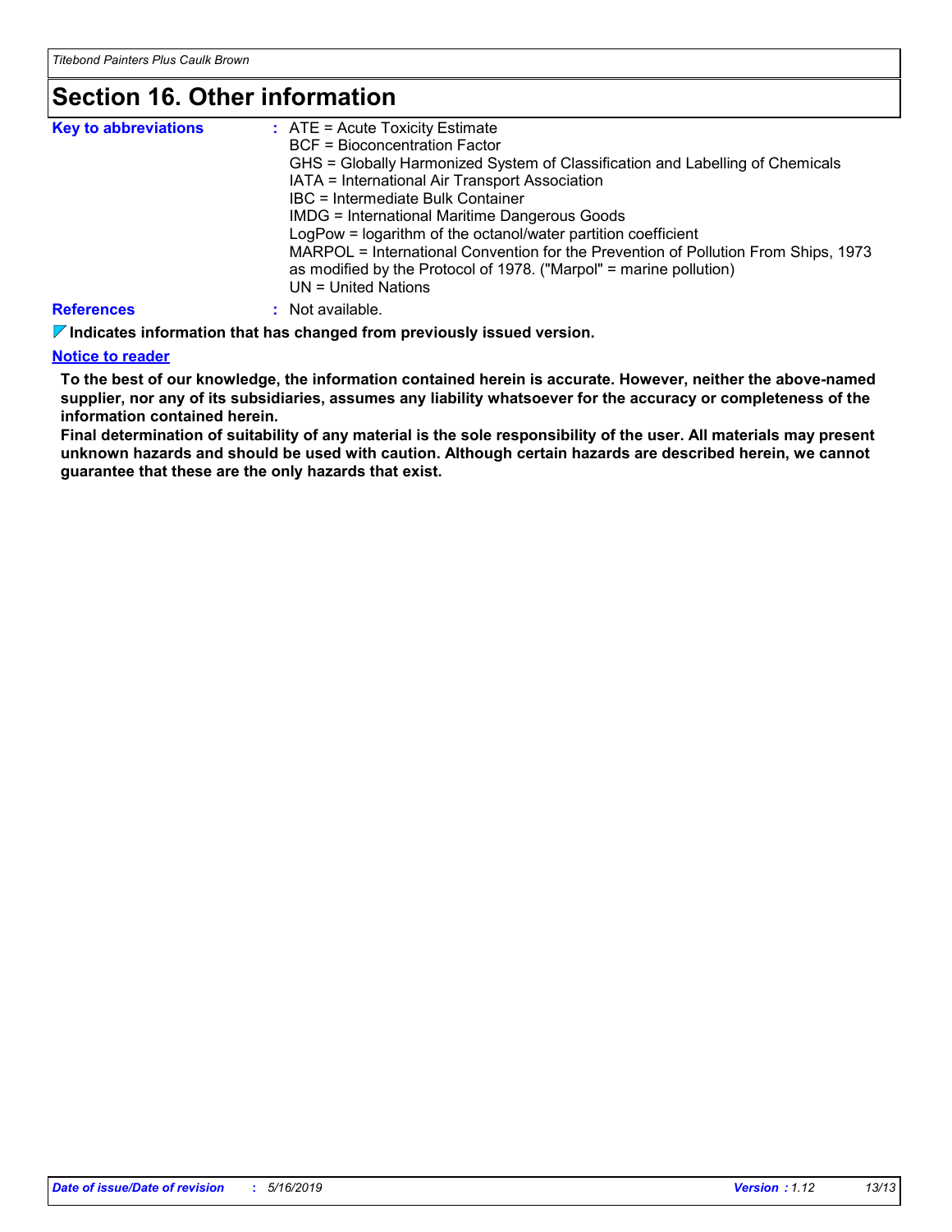# Section 16. Other information

**Key to abbreviations** : ATE = Acute Toxicity Estimate
BCF = Bioconcentration Factor
GHS = Globally Harmonized System of Classification and Labelling of Chemicals
IATA = International Air Transport Association
IBC = Intermediate Bulk Container
IMDG = International Maritime Dangerous Goods
LogPow = logarithm of the octanol/water partition coefficient
MARPOL = International Convention for the Prevention of Pollution From Ships, 1973 as modified by the Protocol of 1978. ("Marpol" = marine pollution)
UN = United Nations

**References** : Not available.

**Indicates information that has changed from previously issued version.**

**Notice to reader**

**To the best of our knowledge, the information contained herein is accurate. However, neither the above-named supplier, nor any of its subsidiaries, assumes any liability whatsoever for the accuracy or completeness of the information contained herein.**

**Final determination of suitability of any material is the sole responsibility of the user. All materials may present unknown hazards and should be used with caution. Although certain hazards are described herein, we cannot guarantee that these are the only hazards that exist.**